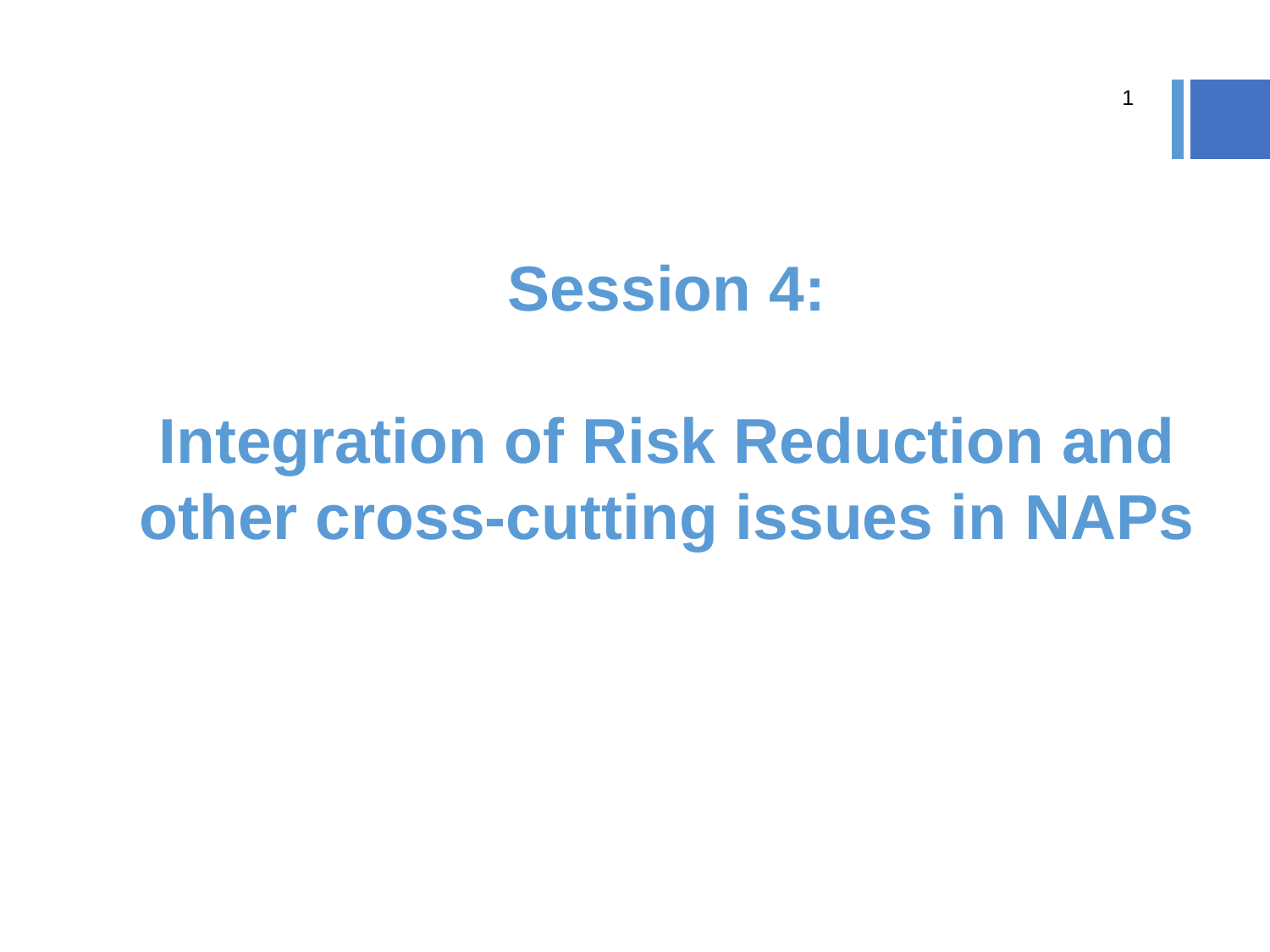# Session 4:

# Integration of Risk Reduction and other cross-cutting issues in NAPs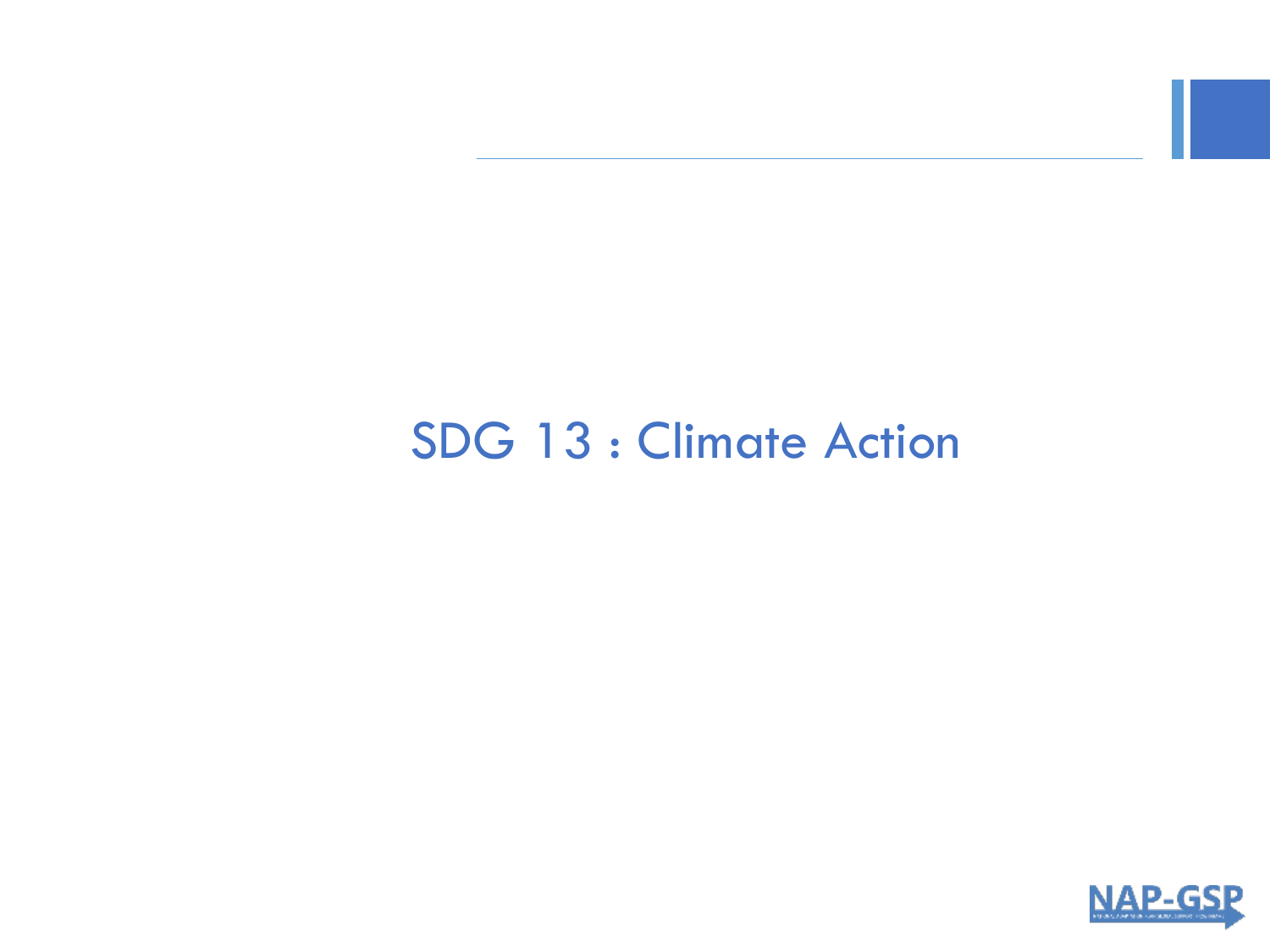# SDG 13 : Climate Action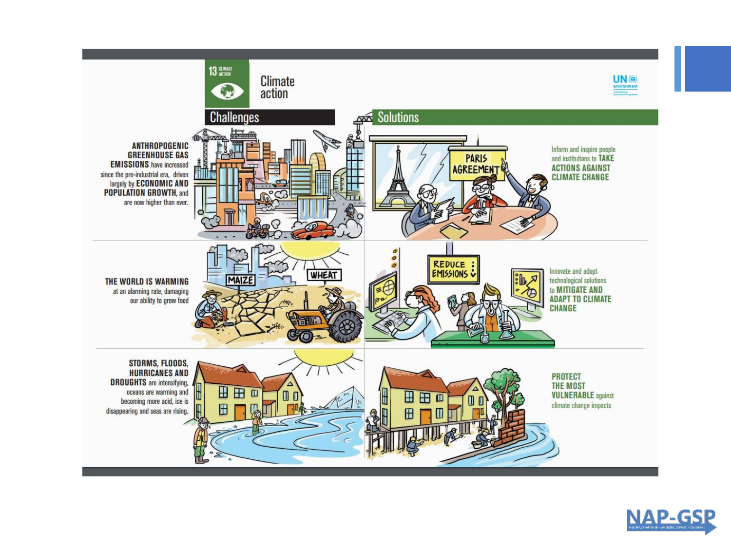13 CLIMATE ACTION

# Climate action

UN environment

## Challenges

**ANTHROPOGENIC GREENHOUSE GAS EMISSIONS** have increased since the pre-industrial era, driven largely by **ECONOMIC AND POPULATION GROWTH**, and are now higher than ever.

**THE WORLD IS WARMING** at an alarming rate, damaging our ability to grow food

**STORMS, FLOODS, HURRICANES AND DROUGHTS** are intensifying, oceans are warming and becoming more acid, ice is disappearing and seas are rising.

## Solutions

Inform and inspire people and institutions to **TAKE ACTIONS AGAINST CLIMATE CHANGE**

Innovate and adopt technological solutions to **MITIGATE AND ADAPT TO CLIMATE CHANGE**

**PROTECT THE MOST VULNERABLE** against climate change impacts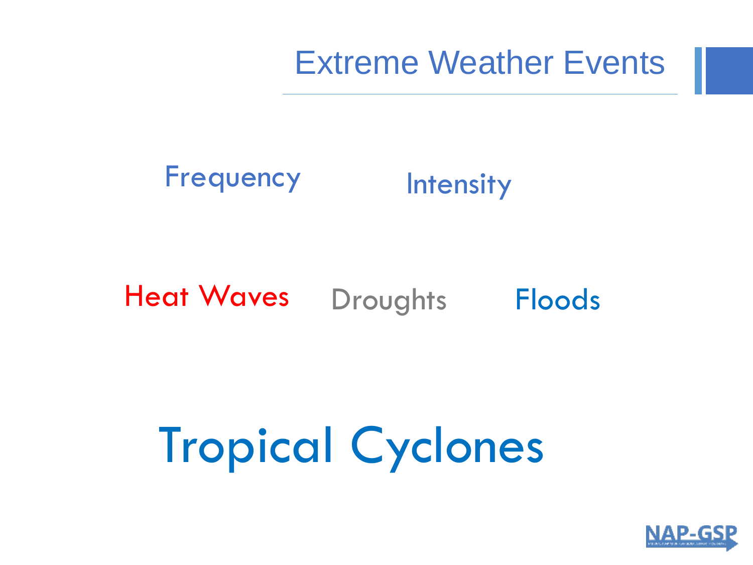# Extreme Weather Events

Frequency

Intensity

Heat Waves

Droughts

Floods

## Tropical Cyclones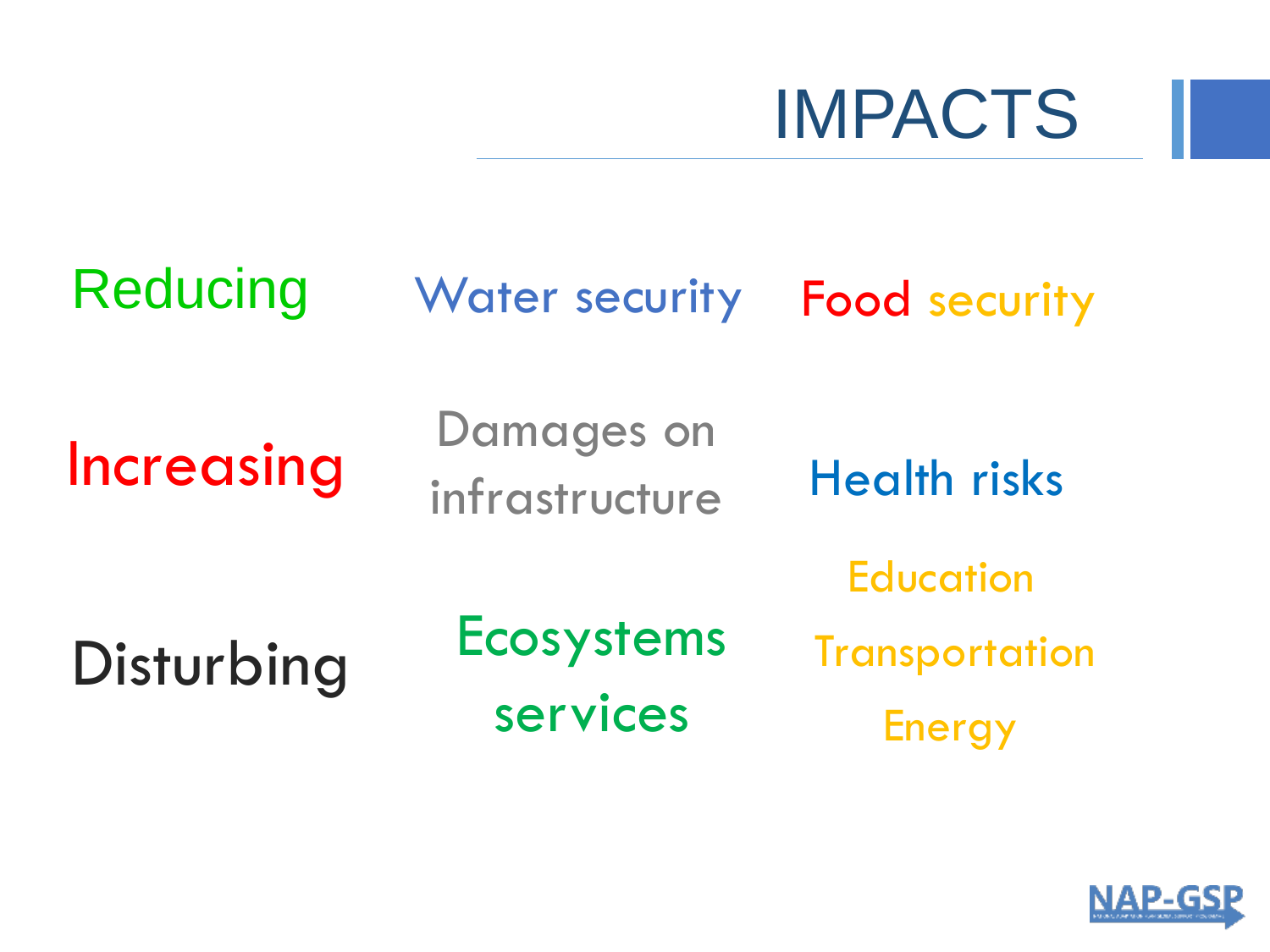# IMPACTS

Reducing

Water security

Food security

Increasing

Damages on infrastructure

Health risks

Disturbing

Ecosystems services

Education

Transportation

Energy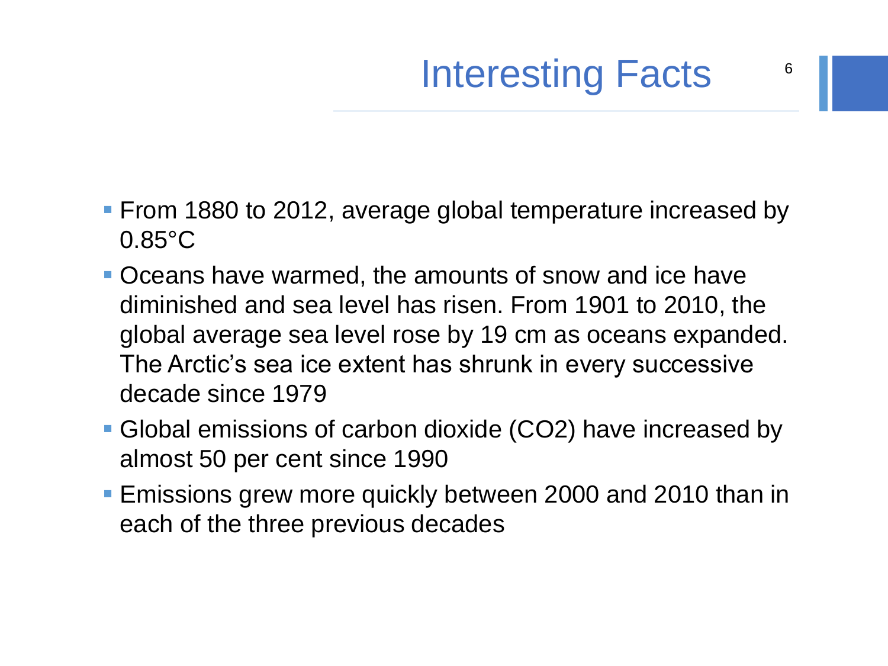# Interesting Facts

- From 1880 to 2012, average global temperature increased by 0.85°C
- Oceans have warmed, the amounts of snow and ice have diminished and sea level has risen. From 1901 to 2010, the global average sea level rose by 19 cm as oceans expanded. The Arctic's sea ice extent has shrunk in every successive decade since 1979
- Global emissions of carbon dioxide ($CO_2$) have increased by almost 50 per cent since 1990
- Emissions grew more quickly between 2000 and 2010 than in each of the three previous decades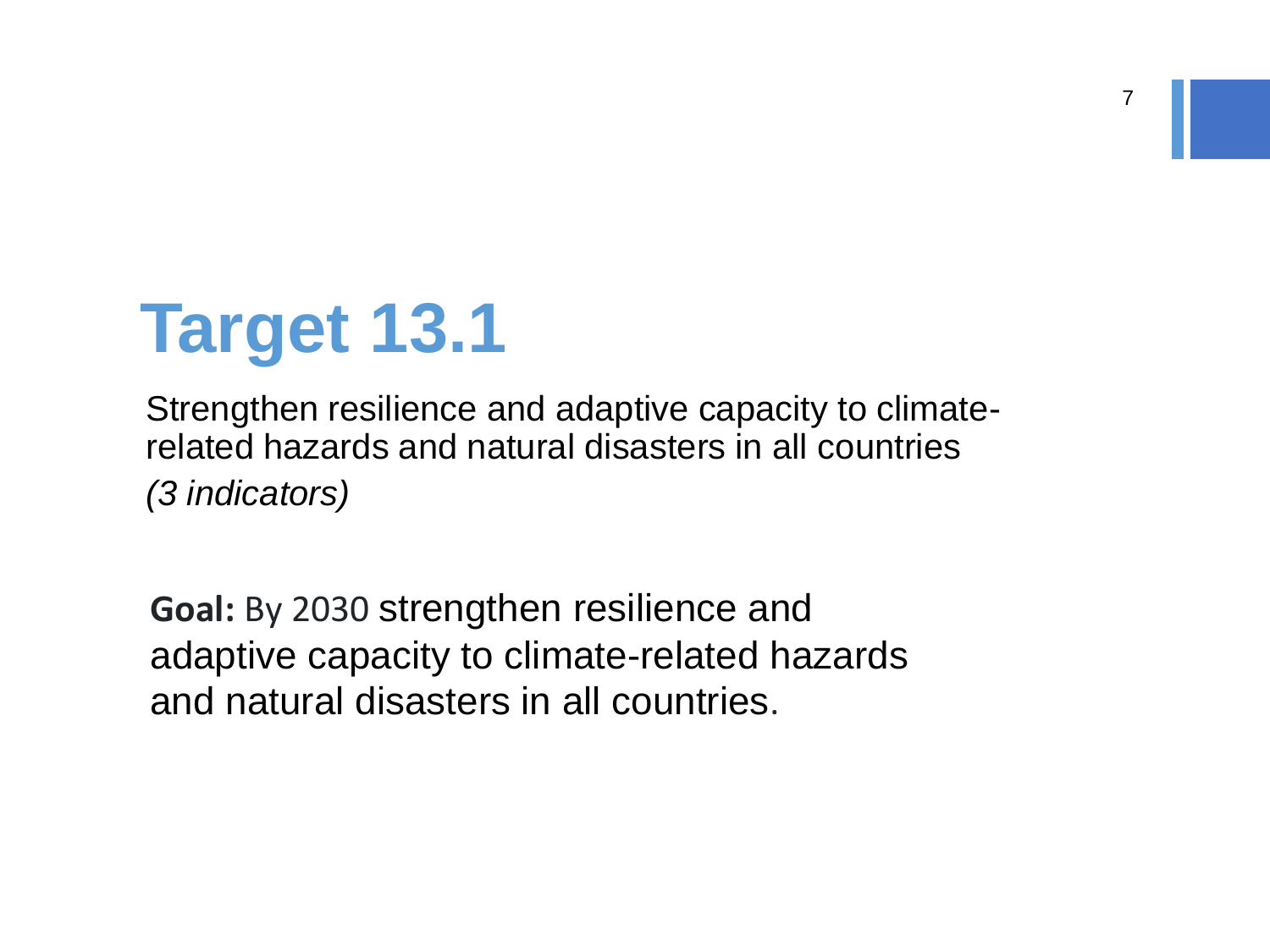# Target 13.1

Strengthen resilience and adaptive capacity to climate-related hazards and natural disasters in all countries

*(3 indicators)*

**Goal:** By 2030 strengthen resilience and adaptive capacity to climate-related hazards and natural disasters in all countries.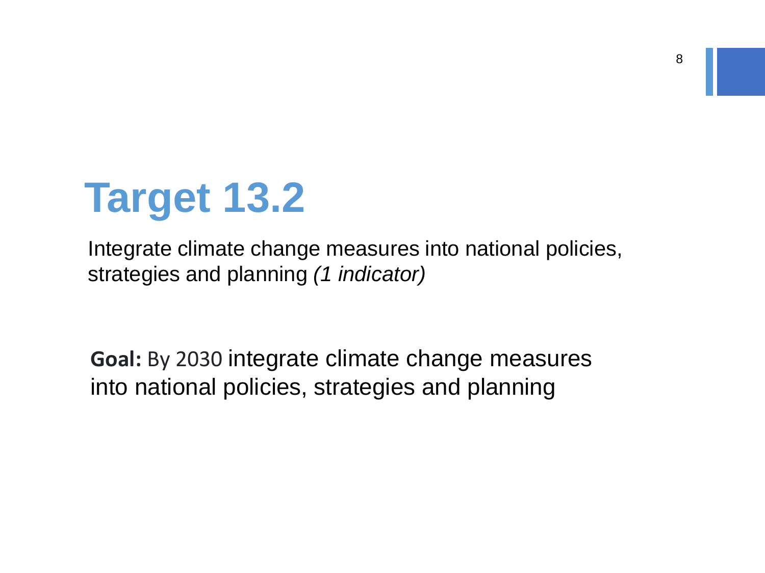# Target 13.2

Integrate climate change measures into national policies, strategies and planning *(1 indicator)*

**Goal:** By 2030 integrate climate change measures into national policies, strategies and planning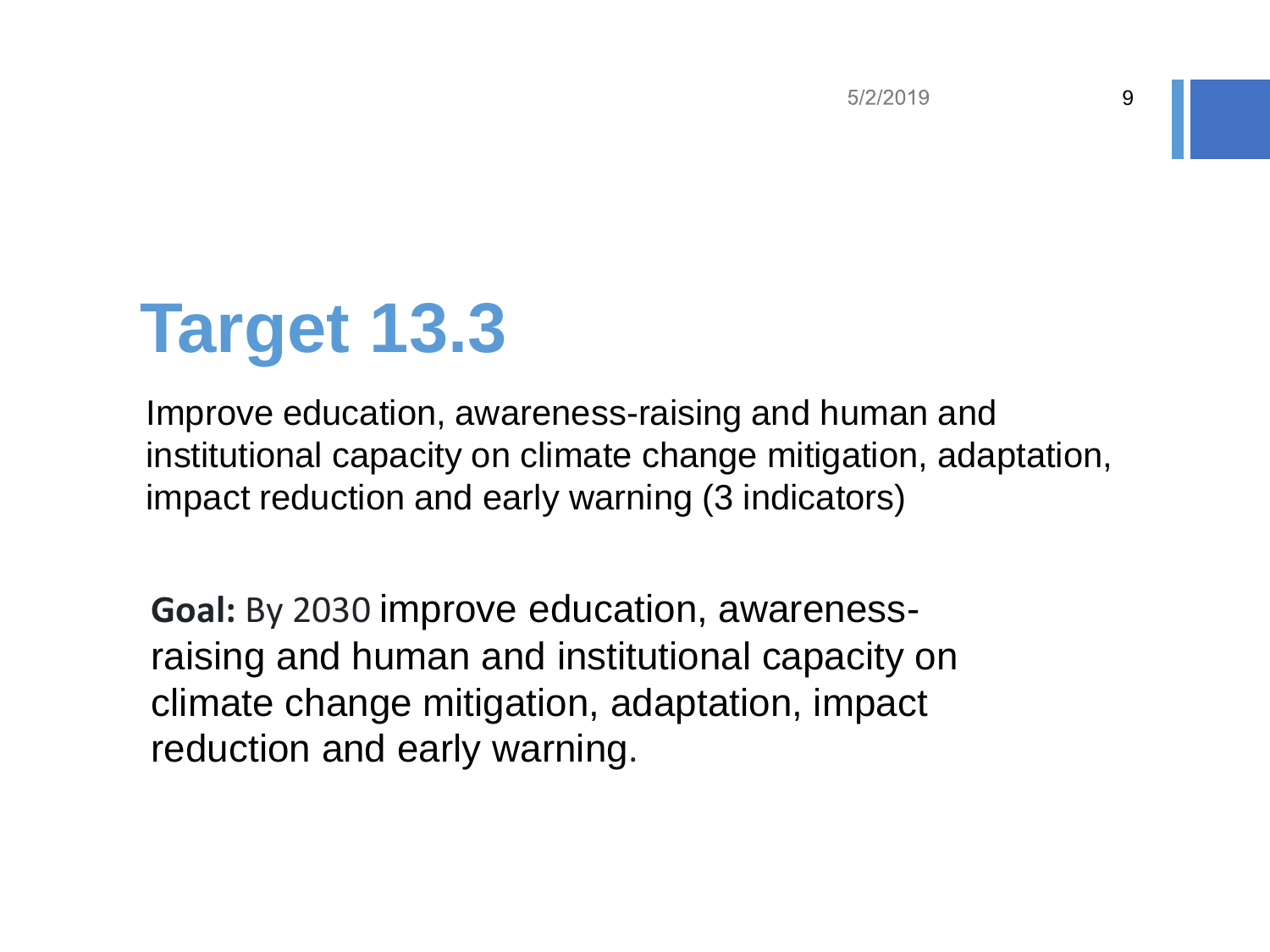# Target 13.3

Improve education, awareness-raising and human and institutional capacity on climate change mitigation, adaptation, impact reduction and early warning (3 indicators)

**Goal:** By 2030 improve education, awareness-raising and human and institutional capacity on climate change mitigation, adaptation, impact reduction and early warning.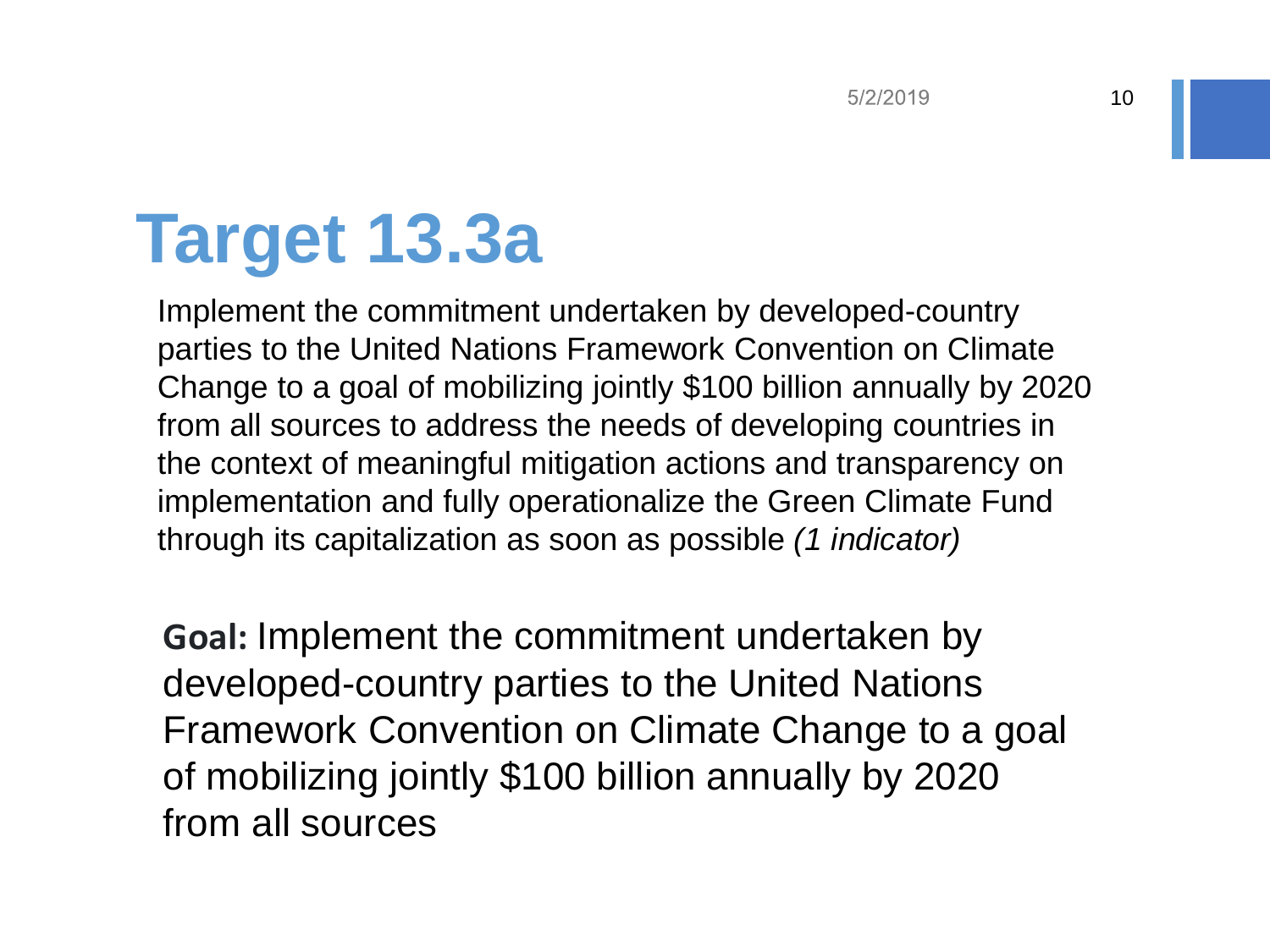# Target 13.3a

Implement the commitment undertaken by developed-country parties to the United Nations Framework Convention on Climate Change to a goal of mobilizing jointly $100 billion annually by 2020 from all sources to address the needs of developing countries in the context of meaningful mitigation actions and transparency on implementation and fully operationalize the Green Climate Fund through its capitalization as soon as possible *(1 indicator)*

**Goal:** Implement the commitment undertaken by developed-country parties to the United Nations Framework Convention on Climate Change to a goal of mobilizing jointly $100 billion annually by 2020 from all sources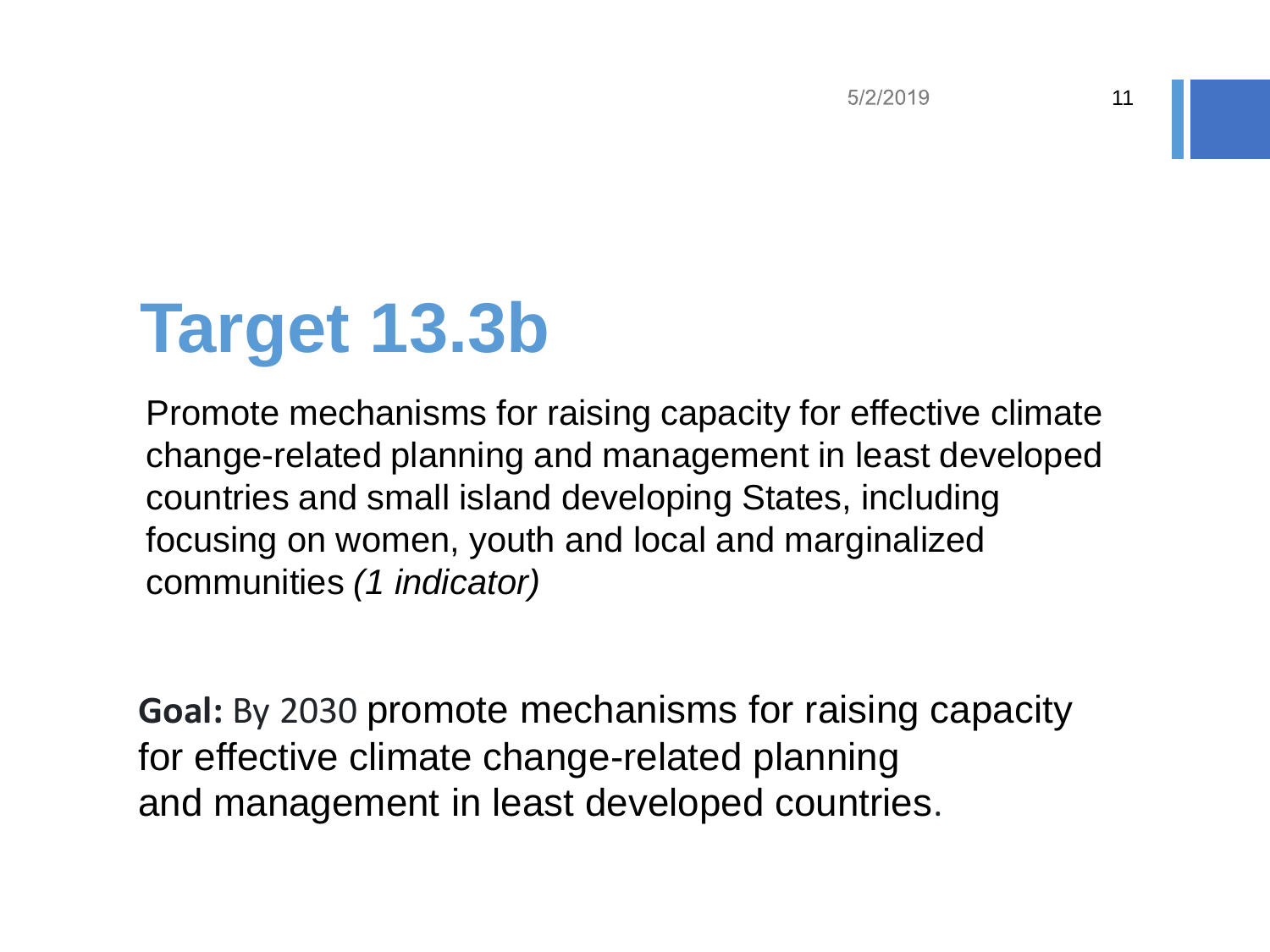# Target 13.3b

Promote mechanisms for raising capacity for effective climate change-related planning and management in least developed countries and small island developing States, including focusing on women, youth and local and marginalized communities *(1 indicator)*

**Goal:** By 2030 promote mechanisms for raising capacity for effective climate change-related planning and management in least developed countries.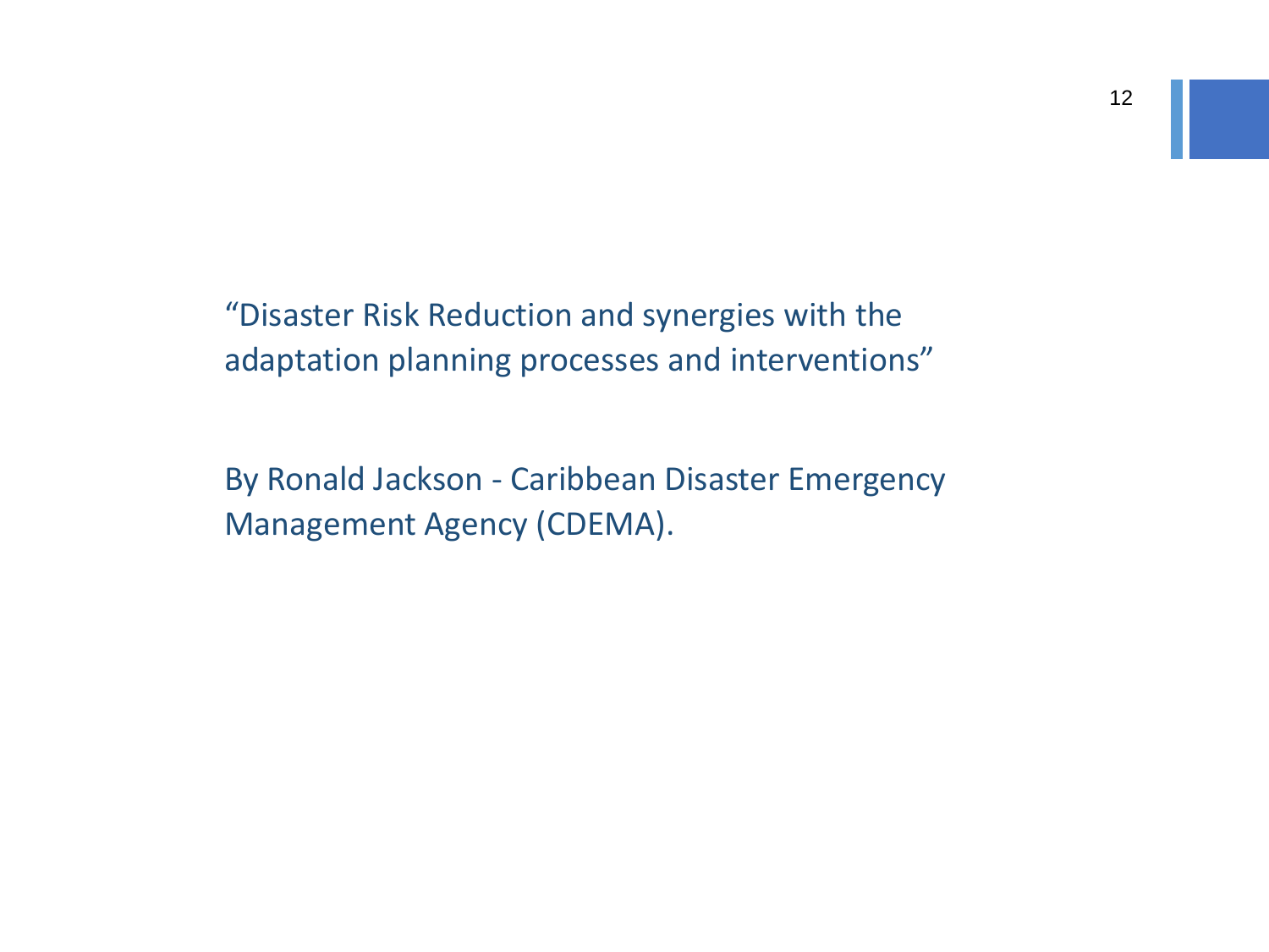“Disaster Risk Reduction and synergies with the adaptation planning processes and interventions”

By Ronald Jackson - Caribbean Disaster Emergency Management Agency (CDEMA).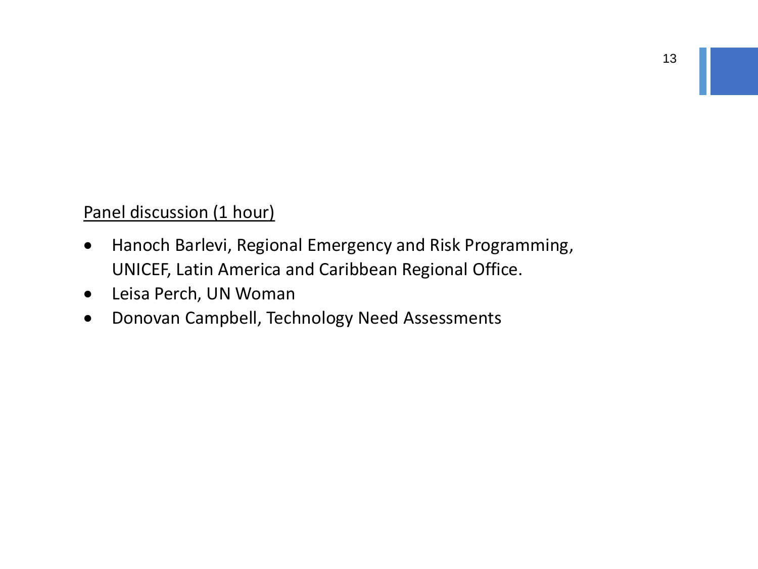Panel discussion (1 hour)

- Hanoch Barlevi, Regional Emergency and Risk Programming, UNICEF, Latin America and Caribbean Regional Office.
- Leisa Perch, UN Woman
- Donovan Campbell, Technology Need Assessments